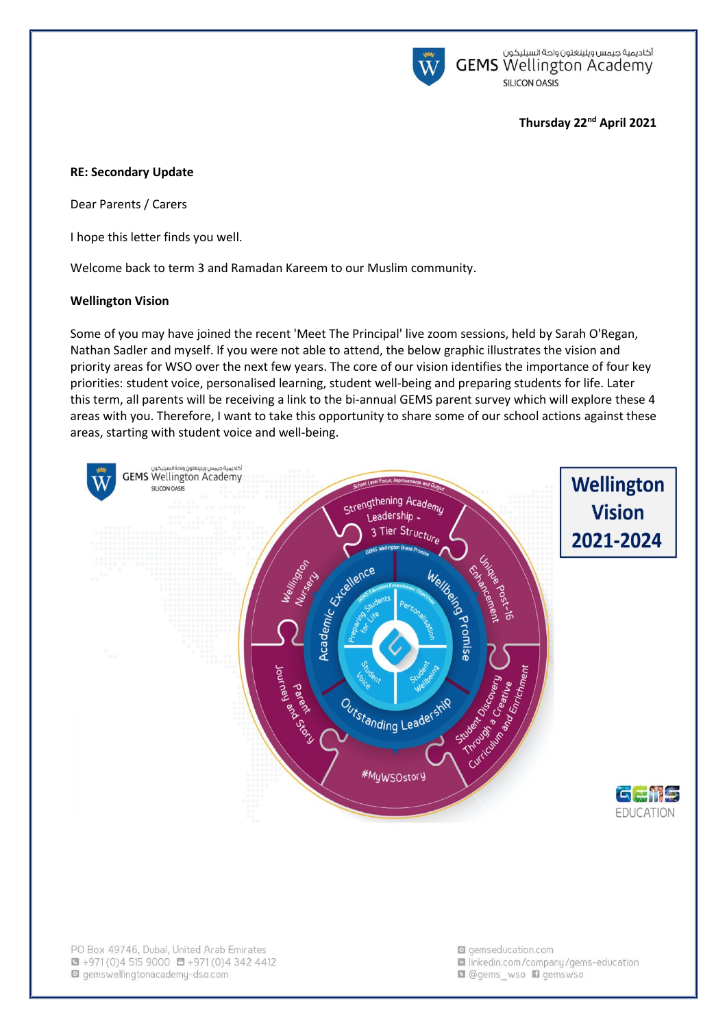Thursday 22nd April 2021

**RE: Secondary Update**

Dear Parents / Carers

I hope this letter finds you well.

Welcome back to term 3 and Ramadan Kareem to our Muslim community.

**Wellington Vision**

Some of you may have joined the recent 'Meet The Principal' live zoom sessions, held by Sarah O'Regan, Nathan Sadler and myself. If you were not able to attend, the below graphic illustrates the vision and priority areas for WSO over the next few years. The core of our vision identifies the importance of four key priorities: student voice, personalised learning, student well-being and preparing students for life. Later this term, all parents will be receiving a link to the bi-annual GEMS parent survey which will explore these 4 areas with you. Therefore, I want to take this opportunity to share some of our school actions against these areas, starting with student voice and well-being.

**Wellington Vision 2021-2024**

- Outer ring (School Level Focus, Improvements and Output): Strengthening Academy Leadership - 3 Tier Structure; Unique Post-16 Enhancement; Student Discovery Through a Creative Curriculum and Enrichment; #MyWSOstory; Parent Journey and Story; Wellington Nursery
- Middle ring (GEMS Wellington Brand Promise): Academic Excellence; Wellbeing Promise; Outstanding Leadership
- Inner ring (GEMS Education Enhancement Objectives): Preparing Students for Life; Personalisation; Student Wellbeing; Student Voice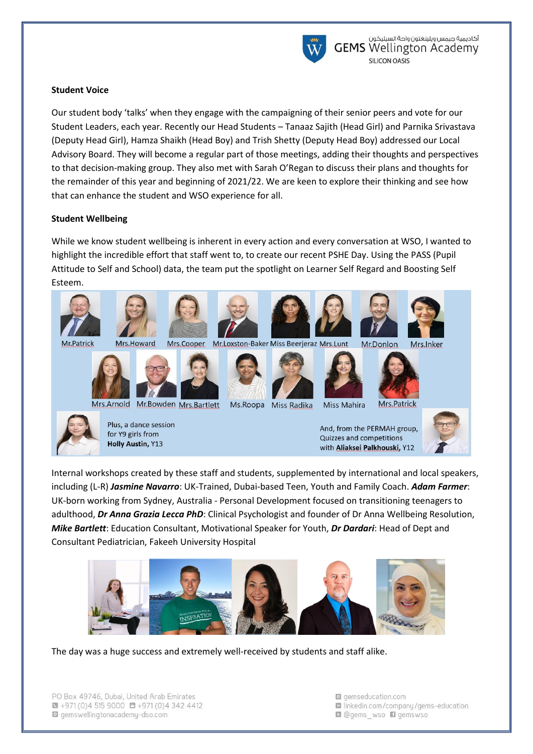## Student Voice

Our student body 'talks' when they engage with the campaigning of their senior peers and vote for our Student Leaders, each year. Recently our Head Students – Tanaaz Sajith (Head Girl) and Parnika Srivastava (Deputy Head Girl), Hamza Shaikh (Head Boy) and Trish Shetty (Deputy Head Boy) addressed our Local Advisory Board. They will become a regular part of those meetings, adding their thoughts and perspectives to that decision-making group. They also met with Sarah O'Regan to discuss their plans and thoughts for the remainder of this year and beginning of 2021/22. We are keen to explore their thinking and see how that can enhance the student and WSO experience for all.

## Student Wellbeing

While we know student wellbeing is inherent in every action and every conversation at WSO, I wanted to highlight the incredible effort that staff went to, to create our recent PSHE Day. Using the PASS (Pupil Attitude to Self and School) data, the team put the spotlight on Learner Self Regard and Boosting Self Esteem.

Mr.Patrick, Mrs.Howard, Mrs.Cooper, Mr.Loxston-Baker, Miss Beerjeraz, Mrs.Lunt, Mr.Donlon, Mrs.Inker

Mrs.Arnold, Mr.Bowden, Mrs.Bartlett, Ms.Roopa, Miss Radika, Miss Mahira, Mrs.Patrick

Plus, a dance session for Y9 girls from **Holly Austin**, Y13

And, from the PERMAH group, Quizzes and competitions with **Aliaksei Palkhouski**, Y12

Internal workshops created by these staff and students, supplemented by international and local speakers, including (L-R) ***Jasmine Navarro***: UK-Trained, Dubai-based Teen, Youth and Family Coach. ***Adam Farmer***: UK-born working from Sydney, Australia - Personal Development focused on transitioning teenagers to adulthood, ***Dr Anna Grazia Lecca PhD***: Clinical Psychologist and founder of Dr Anna Wellbeing Resolution, ***Mike Bartlett***: Education Consultant, Motivational Speaker for Youth, ***Dr Dardari***: Head of Dept and Consultant Pediatrician, Fakeeh University Hospital

The day was a huge success and extremely well-received by students and staff alike.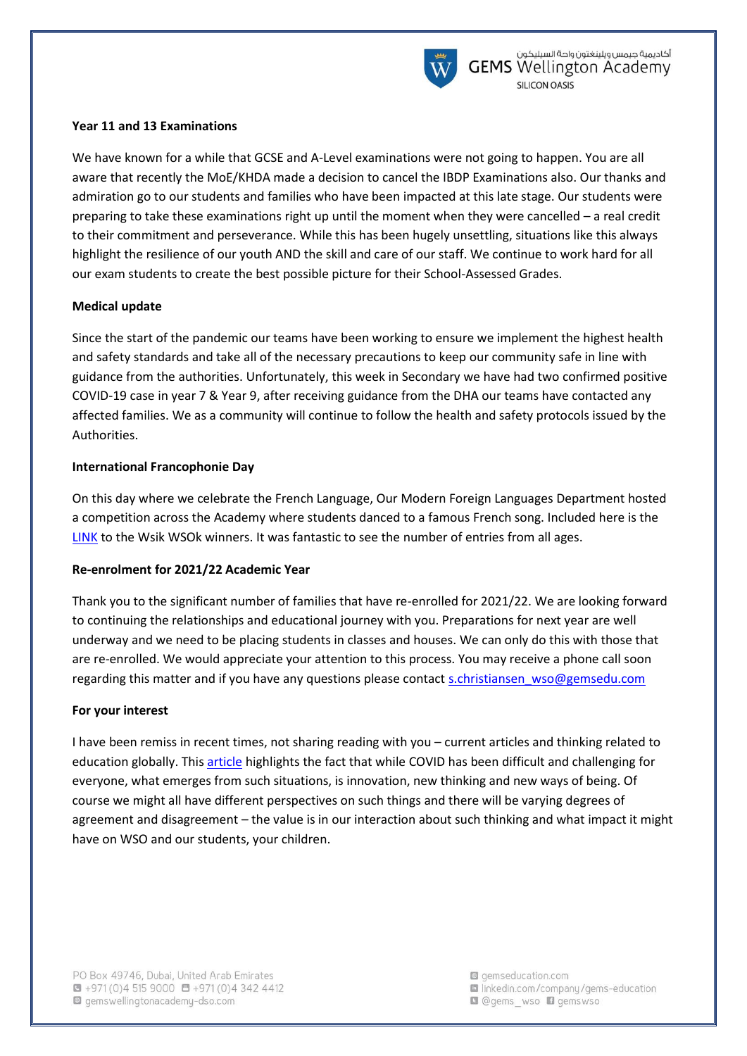**Year 11 and 13 Examinations**

We have known for a while that GCSE and A-Level examinations were not going to happen. You are all aware that recently the MoE/KHDA made a decision to cancel the IBDP Examinations also. Our thanks and admiration go to our students and families who have been impacted at this late stage. Our students were preparing to take these examinations right up until the moment when they were cancelled – a real credit to their commitment and perseverance. While this has been hugely unsettling, situations like this always highlight the resilience of our youth AND the skill and care of our staff. We continue to work hard for all our exam students to create the best possible picture for their School-Assessed Grades.

**Medical update**

Since the start of the pandemic our teams have been working to ensure we implement the highest health and safety standards and take all of the necessary precautions to keep our community safe in line with guidance from the authorities. Unfortunately, this week in Secondary we have had two confirmed positive COVID-19 case in year 7 & Year 9, after receiving guidance from the DHA our teams have contacted any affected families. We as a community will continue to follow the health and safety protocols issued by the Authorities.

**International Francophonie Day**

On this day where we celebrate the French Language, Our Modern Foreign Languages Department hosted a competition across the Academy where students danced to a famous French song. Included here is the LINK to the Wsik WSOk winners. It was fantastic to see the number of entries from all ages.

**Re-enrolment for 2021/22 Academic Year**

Thank you to the significant number of families that have re-enrolled for 2021/22. We are looking forward to continuing the relationships and educational journey with you. Preparations for next year are well underway and we need to be placing students in classes and houses. We can only do this with those that are re-enrolled. We would appreciate your attention to this process. You may receive a phone call soon regarding this matter and if you have any questions please contact s.christiansen_wso@gemsedu.com

**For your interest**

I have been remiss in recent times, not sharing reading with you – current articles and thinking related to education globally. This article highlights the fact that while COVID has been difficult and challenging for everyone, what emerges from such situations, is innovation, new thinking and new ways of being. Of course we might all have different perspectives on such things and there will be varying degrees of agreement and disagreement – the value is in our interaction about such thinking and what impact it might have on WSO and our students, your children.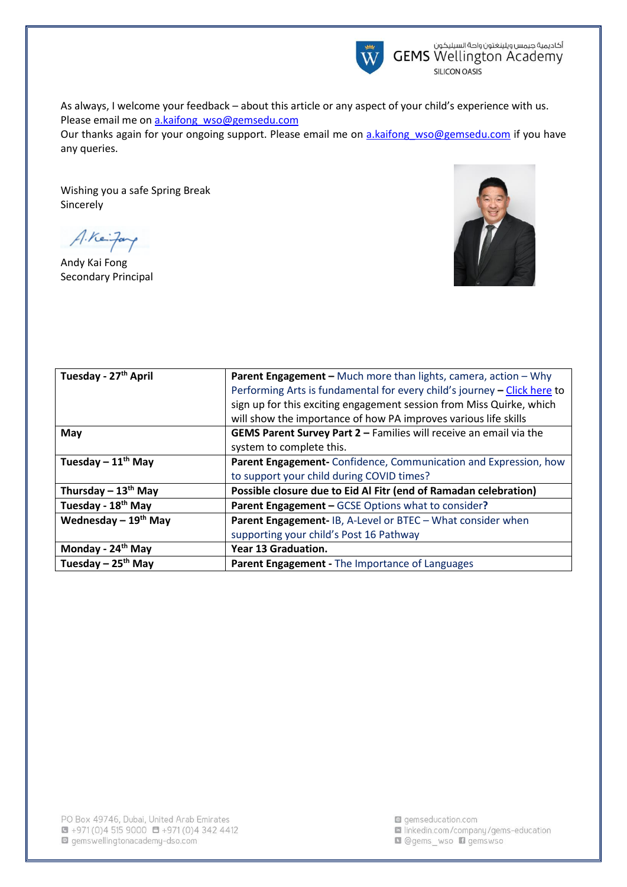As always, I welcome your feedback – about this article or any aspect of your child's experience with us. Please email me on a.kaifong_wso@gemsedu.com

Our thanks again for your ongoing support. Please email me on a.kaifong_wso@gemsedu.com if you have any queries.

Wishing you a safe Spring Break

Sincerely

Andy Kai Fong

Secondary Principal

| | |
|---|---|
| **Tuesday - 27th April** | **Parent Engagement –** Much more than lights, camera, action – Why Performing Arts is fundamental for every child's journey **–** Click here to sign up for this exciting engagement session from Miss Quirke, which will show the importance of how PA improves various life skills |
| **May** | **GEMS Parent Survey Part 2 –** Families will receive an email via the system to complete this. |
| **Tuesday – 11th May** | **Parent Engagement-** Confidence, Communication and Expression, how to support your child during COVID times? |
| **Thursday – 13th May** | **Possible closure due to Eid Al Fitr (end of Ramadan celebration)** |
| **Tuesday - 18th May** | **Parent Engagement –** GCSE Options what to consider**?** |
| **Wednesday – 19th May** | **Parent Engagement-** IB, A-Level or BTEC – What consider when supporting your child's Post 16 Pathway |
| **Monday - 24th May** | **Year 13 Graduation.** |
| **Tuesday – 25th May** | **Parent Engagement -** The Importance of Languages |